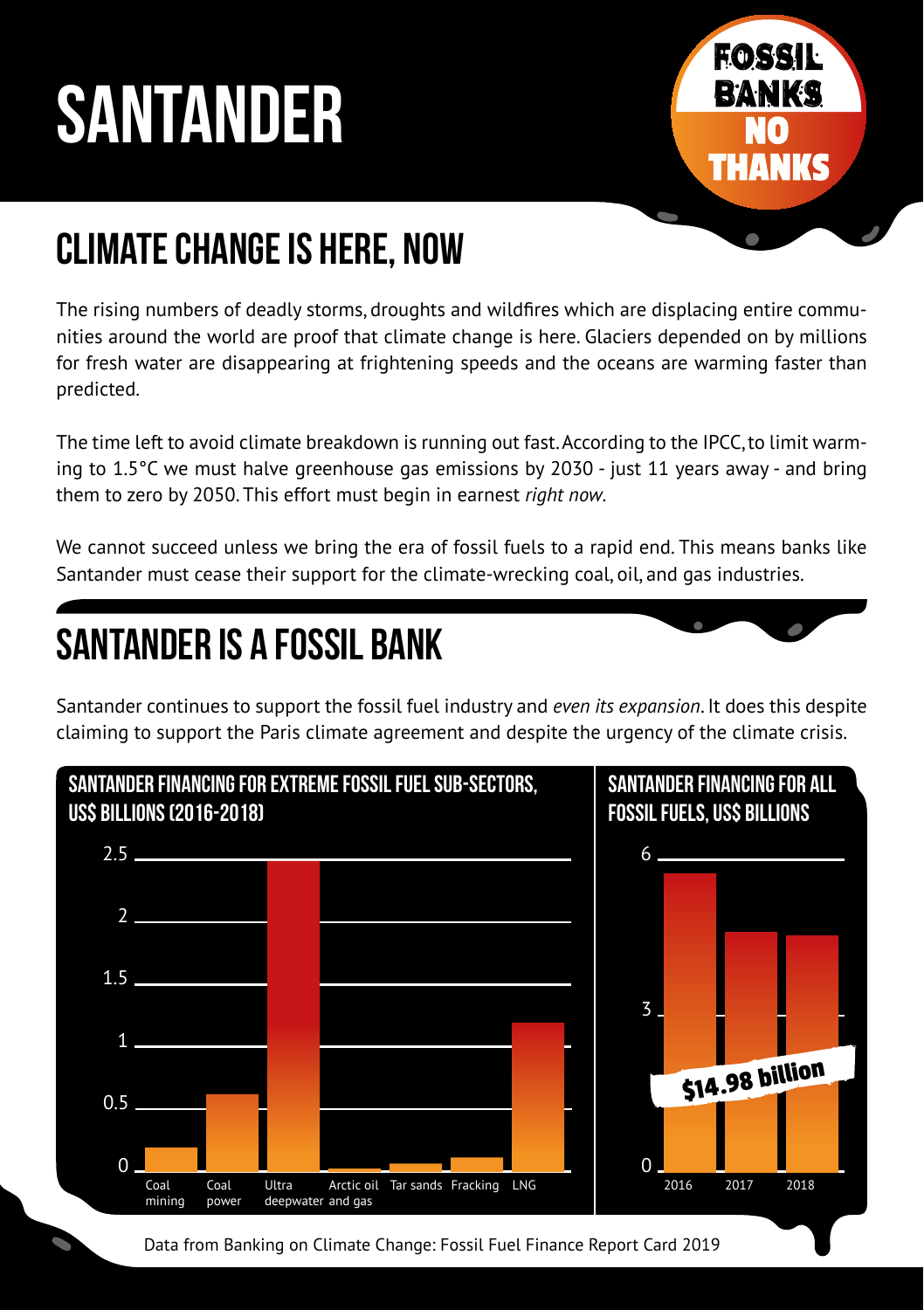# SANTANDER

FOSSIL BANKS NO THANKS

## CLIMATE CHANGE IS HERE, NOW

The rising numbers of deadly storms, droughts and wildfires which are displacing entire communities around the world are proof that climate change is here. Glaciers depended on by millions for fresh water are disappearing at frightening speeds and the oceans are warming faster than predicted.

The time left to avoid climate breakdown is running out fast. According to the IPCC, to limit warming to 1.5°C we must halve greenhouse gas emissions by 2030 - just 11 years away - and bring them to zero by 2050. This effort must begin in earnest *right now*.

We cannot succeed unless we bring the era of fossil fuels to a rapid end. This means banks like Santander must cease their support for the climate-wrecking coal, oil, and gas industries.

## SANTANDER IS A FOSSIL BANK

Santander continues to support the fossil fuel industry and *even its expansion*. It does this despite claiming to support the Paris climate agreement and despite the urgency of the climate crisis.

### SANTANDER FINANCING FOR EXTREME FOSSIL FUEL SUB-SECTORS, US$ BILLIONS (2016-2018)

Categories: Coal mining, Coal power, Ultra deepwater, Arctic oil and gas, Tar sands, Fracking, LNG

Axis: 0, 0.5, 1, 1.5, 2, 2.5

### SANTANDER FINANCING FOR ALL FOSSIL FUELS, US$ BILLIONS

Years: 2016, 2017, 2018

Axis: 0, 3, 6

$14.98 billion

Data from Banking on Climate Change: Fossil Fuel Finance Report Card 2019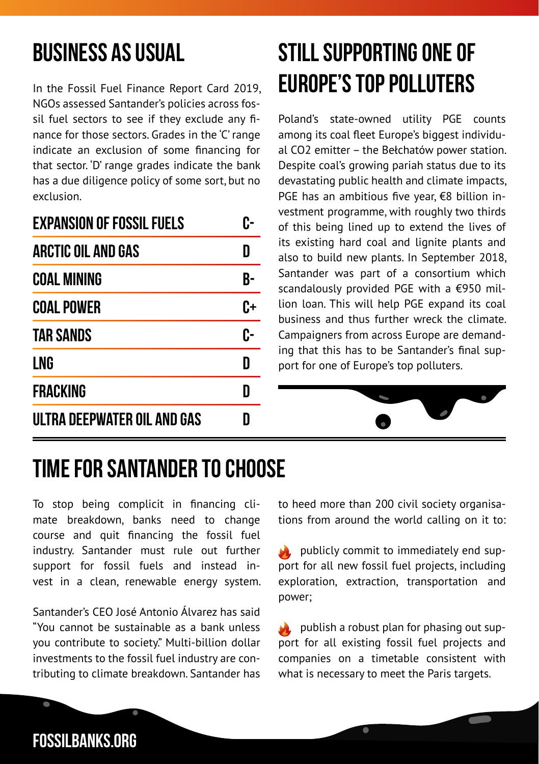## BUSINESS AS USUAL

In the Fossil Fuel Finance Report Card 2019, NGOs assessed Santander's policies across fossil fuel sectors to see if they exclude any finance for those sectors. Grades in the 'C' range indicate an exclusion of some financing for that sector. 'D' range grades indicate the bank has a due diligence policy of some sort, but no exclusion.

| | |
|---|---|
| EXPANSION OF FOSSIL FUELS | C- |
| ARCTIC OIL AND GAS | D |
| COAL MINING | B- |
| COAL POWER | C+ |
| TAR SANDS | C- |
| LNG | D |
| FRACKING | D |
| ULTRA DEEPWATER OIL AND GAS | D |

## STILL SUPPORTING ONE OF EUROPE'S TOP POLLUTERS

Poland's state-owned utility PGE counts among its coal fleet Europe's biggest individual $CO_2$ emitter – the Bełchatów power station. Despite coal's growing pariah status due to its devastating public health and climate impacts, PGE has an ambitious five year, €8 billion investment programme, with roughly two thirds of this being lined up to extend the lives of its existing hard coal and lignite plants and also to build new plants. In September 2018, Santander was part of a consortium which scandalously provided PGE with a €950 million loan. This will help PGE expand its coal business and thus further wreck the climate. Campaigners from across Europe are demanding that this has to be Santander's final support for one of Europe's top polluters.

## TIME FOR SANTANDER TO CHOOSE

To stop being complicit in financing climate breakdown, banks need to change course and quit financing the fossil fuel industry. Santander must rule out further support for fossil fuels and instead invest in a clean, renewable energy system.

Santander's CEO José Antonio Álvarez has said "You cannot be sustainable as a bank unless you contribute to society." Multi-billion dollar investments to the fossil fuel industry are contributing to climate breakdown. Santander has to heed more than 200 civil society organisations from around the world calling on it to:

- publicly commit to immediately end support for all new fossil fuel projects, including exploration, extraction, transportation and power;
- publish a robust plan for phasing out support for all existing fossil fuel projects and companies on a timetable consistent with what is necessary to meet the Paris targets.

FOSSILBANKS.ORG